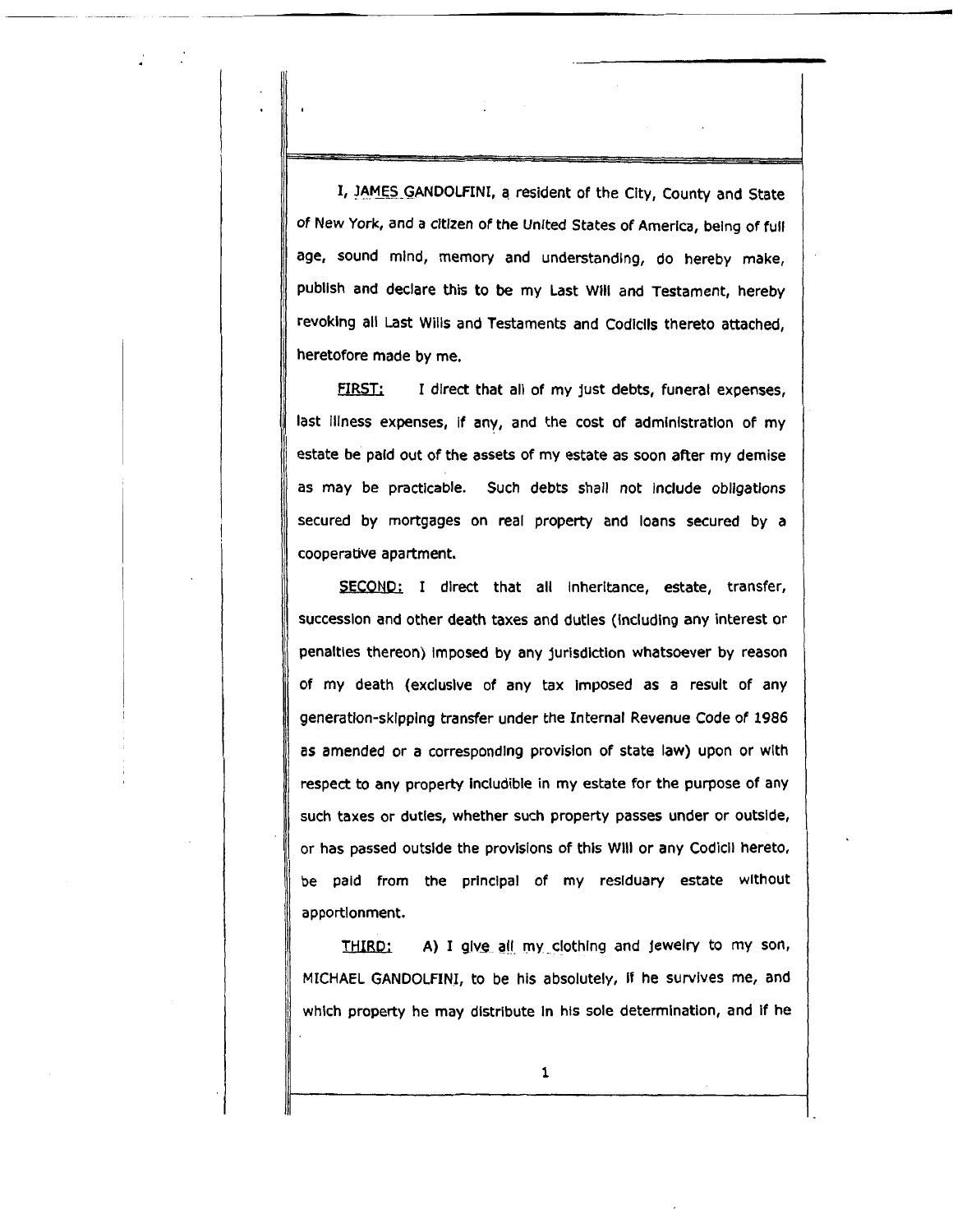I, JAMES GANDOLFINI, a resident of the City, County and State of New York, and a citizen of the United States of America, being of full age, sound mind, memory and understanding, do hereby make, publish and declare this to be my Last Will and Testament, hereby revoking all Last Wills and Testaments and Codicils thereto attached, heretofore made by me.

<u>FIRST:</u> I direct that all of my just debts, funeral expenses, last illness expenses, if any, and the cost of administration of my estate be paid out of the assets of my estate as soon after my demise as may be practicable. Such debts shall not include obligations secured by mortgages on real property and loans secured by a cooperative apartment.

<u>SECOND:</u> I direct that all inheritance, estate, transfer, succession and other death taxes and duties (including any interest or penalties thereon) imposed by any jurisdiction whatsoever by reason of my death (exclusive of any tax imposed as a result of any generation-skipping transfer under the Internal Revenue Code of 1986 as amended or a corresponding provision of state law) upon or with respect to any property includible in my estate for the purpose of any such taxes or duties, whether such property passes under or outside, or has passed outside the provisions of this Will or any Codicil hereto, be paid from the principal of my residuary estate without apportionment.

<u>THIRD:</u> A) I give all my clothing and jewelry to my son, MICHAEL GANDOLFINI, to be his absolutely, if he survives me, and which property he may distribute in his sole determination, and if he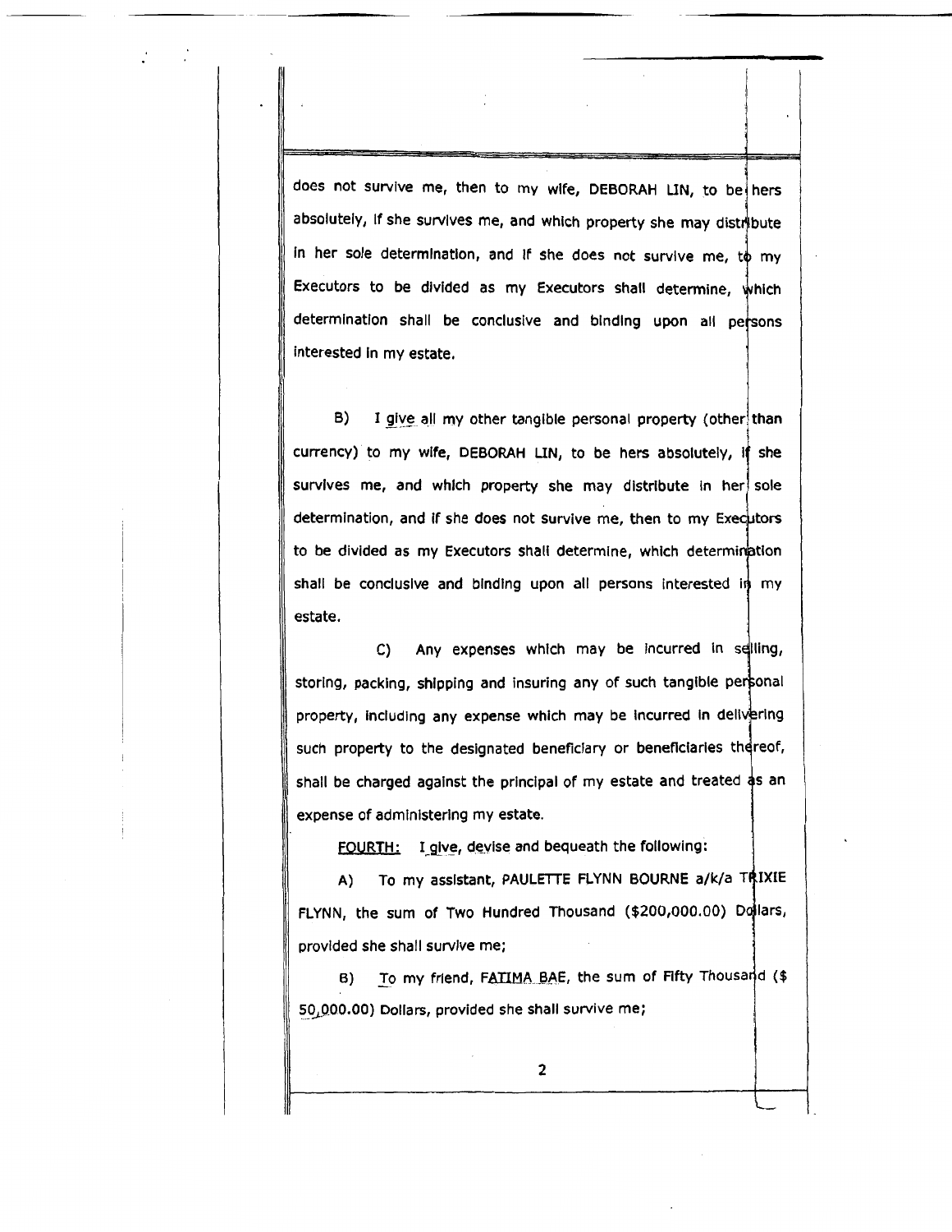does not survive me, then to my wife, DEBORAH LIN, to be hers absolutely, if she survives me, and which property she may distribute in her sole determination, and if she does not survive me, to my Executors to be divided as my Executors shall determine, which determination shall be conclusive and binding upon all persons interested in my estate.

B) I give all my other tangible personal property (other than currency) to my wife, DEBORAH LIN, to be hers absolutely, if she survives me, and which property she may distribute in her sole determination, and if she does not survive me, then to my Executors to be divided as my Executors shall determine, which determination shall be conclusive and binding upon all persons interested in my estate.

C) Any expenses which may be incurred in selling, storing, packing, shipping and insuring any of such tangible personal property, including any expense which may be incurred in delivering such property to the designated beneficiary or beneficiaries thereof, shall be charged against the principal of my estate and treated as an expense of administering my estate.

FOURTH: I give, devise and bequeath the following:

A) To my assistant, PAULETTE FLYNN BOURNE a/k/a TRIXIE FLYNN, the sum of Two Hundred Thousand ($200,000.00) Dollars, provided she shall survive me;

B) To my friend, FATIMA BAE, the sum of Fifty Thousand ($ 50,000.00) Dollars, provided she shall survive me;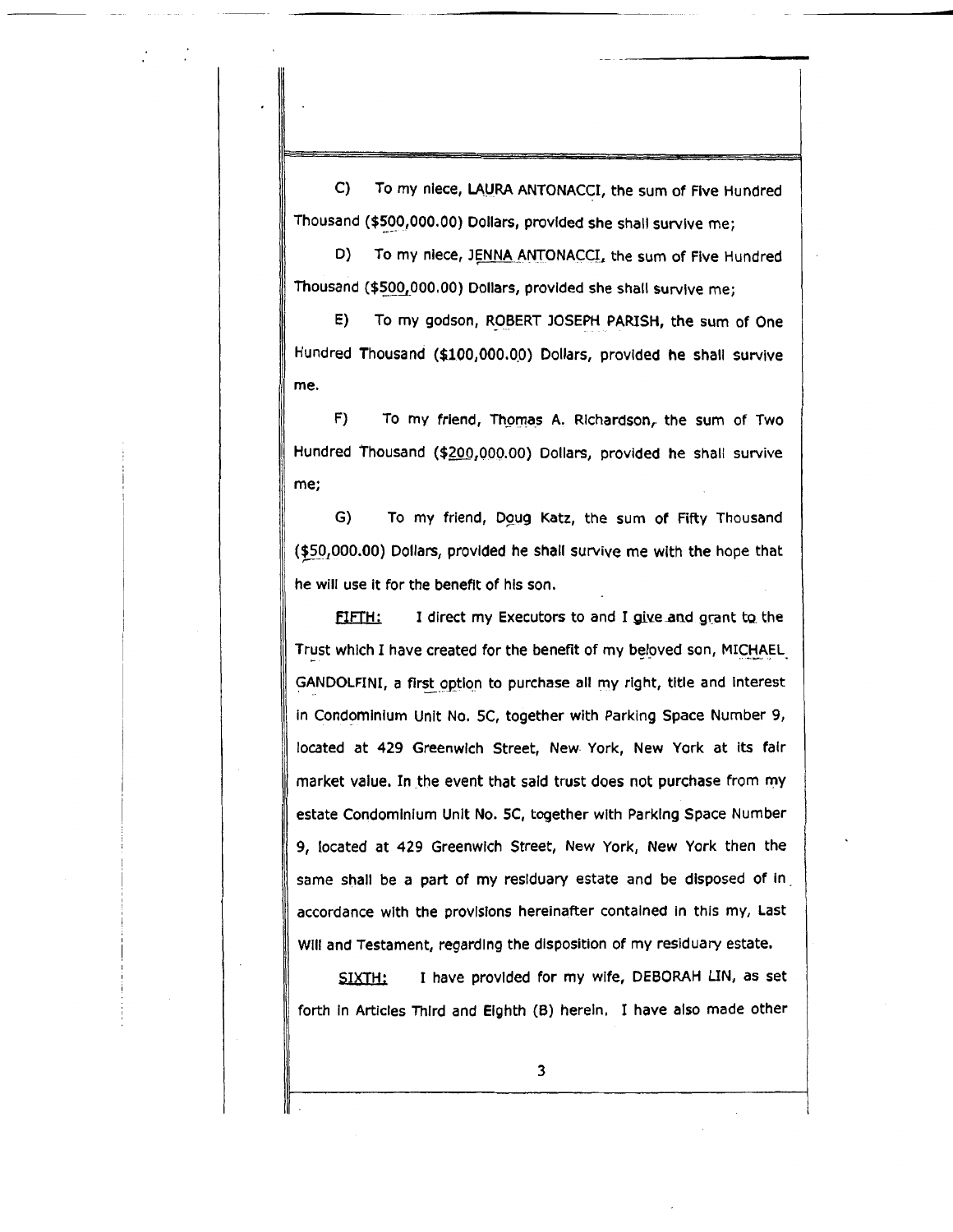C) To my niece, LAURA ANTONACCI, the sum of Five Hundred Thousand ($500,000.00) Dollars, provided she shall survive me;

D) To my niece, JENNA ANTONACCI, the sum of Five Hundred Thousand ($500,000.00) Dollars, provided she shall survive me;

E) To my godson, ROBERT JOSEPH PARISH, the sum of One Hundred Thousand ($100,000.00) Dollars, provided he shall survive me.

F) To my friend, Thomas A. Richardson, the sum of Two Hundred Thousand ($200,000.00) Dollars, provided he shall survive me;

G) To my friend, Doug Katz, the sum of Fifty Thousand ($50,000.00) Dollars, provided he shall survive me with the hope that he will use it for the benefit of his son.

<u>FIFTH:</u> I direct my Executors to and I give and grant to the Trust which I have created for the benefit of my beloved son, MICHAEL GANDOLFINI, a first option to purchase all my right, title and interest in Condominium Unit No. 5C, together with Parking Space Number 9, located at 429 Greenwich Street, New York, New York at its fair market value. In the event that said trust does not purchase from my estate Condominium Unit No. 5C, together with Parking Space Number 9, located at 429 Greenwich Street, New York, New York then the same shall be a part of my residuary estate and be disposed of in accordance with the provisions hereinafter contained in this my, Last Will and Testament, regarding the disposition of my residuary estate.

<u>SIXTH:</u> I have provided for my wife, DEBORAH LIN, as set forth in Articles Third and Eighth (B) herein. I have also made other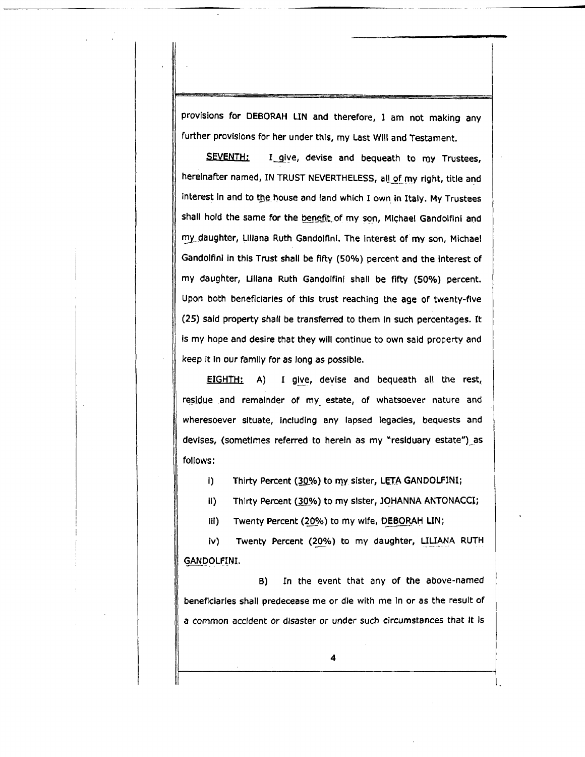provisions for DEBORAH LIN and therefore, I am not making any further provisions for her under this, my Last Will and Testament.

<u>SEVENTH:</u> I give, devise and bequeath to my Trustees, hereinafter named, IN TRUST NEVERTHELESS, all of my right, title and interest in and to the house and land which I own in Italy. My Trustees shall hold the same for the benefit of my son, Michael Gandolfini and my daughter, Liliana Ruth Gandolfini. The interest of my son, Michael Gandolfini in this Trust shall be fifty (50%) percent and the interest of my daughter, Liliana Ruth Gandolfini shall be fifty (50%) percent. Upon both beneficiaries of this trust reaching the age of twenty-five (25) said property shall be transferred to them in such percentages. It is my hope and desire that they will continue to own said property and keep it in our family for as long as possible.

<u>EIGHTH:</u> A) I give, devise and bequeath all the rest, residue and remainder of my estate, of whatsoever nature and wheresoever situate, including any lapsed legacies, bequests and devises, (sometimes referred to herein as my "residuary estate") as follows:

i) Thirty Percent (30%) to my sister, LETA GANDOLFINI;

ii) Thirty Percent (30%) to my sister, JOHANNA ANTONACCI;

iii) Twenty Percent (20%) to my wife, DEBORAH LIN;

iv) Twenty Percent (20%) to my daughter, LILIANA RUTH GANDOLFINI.

B) In the event that any of the above-named beneficiaries shall predecease me or die with me in or as the result of a common accident or disaster or under such circumstances that it is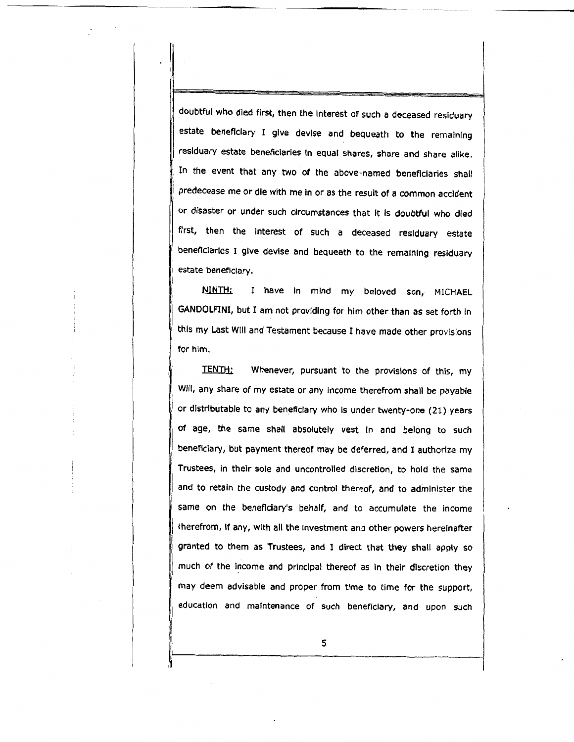doubtful who died first, then the interest of such a deceased residuary estate beneficiary I give devise and bequeath to the remaining residuary estate beneficiaries in equal shares, share and share alike. In the event that any two of the above-named beneficiaries shall predecease me or die with me in or as the result of a common accident or disaster or under such circumstances that it is doubtful who died first, then the interest of such a deceased residuary estate beneficiaries I give devise and bequeath to the remaining residuary estate beneficiary.

<u>NINTH:</u> I have in mind my beloved son, MICHAEL GANDOLFINI, but I am not providing for him other than as set forth in this my Last Will and Testament because I have made other provisions for him.

<u>TENTH:</u> Whenever, pursuant to the provisions of this, my Will, any share of my estate or any income therefrom shall be payable or distributable to any beneficiary who is under twenty-one (21) years of age, the same shall absolutely vest in and belong to such beneficiary, but payment thereof may be deferred, and I authorize my Trustees, in their sole and uncontrolled discretion, to hold the same and to retain the custody and control thereof, and to administer the same on the beneficiary's behalf, and to accumulate the income therefrom, if any, with all the investment and other powers hereinafter granted to them as Trustees, and I direct that they shall apply so much of the income and principal thereof as in their discretion they may deem advisable and proper from time to time for the support, education and maintenance of such beneficiary, and upon such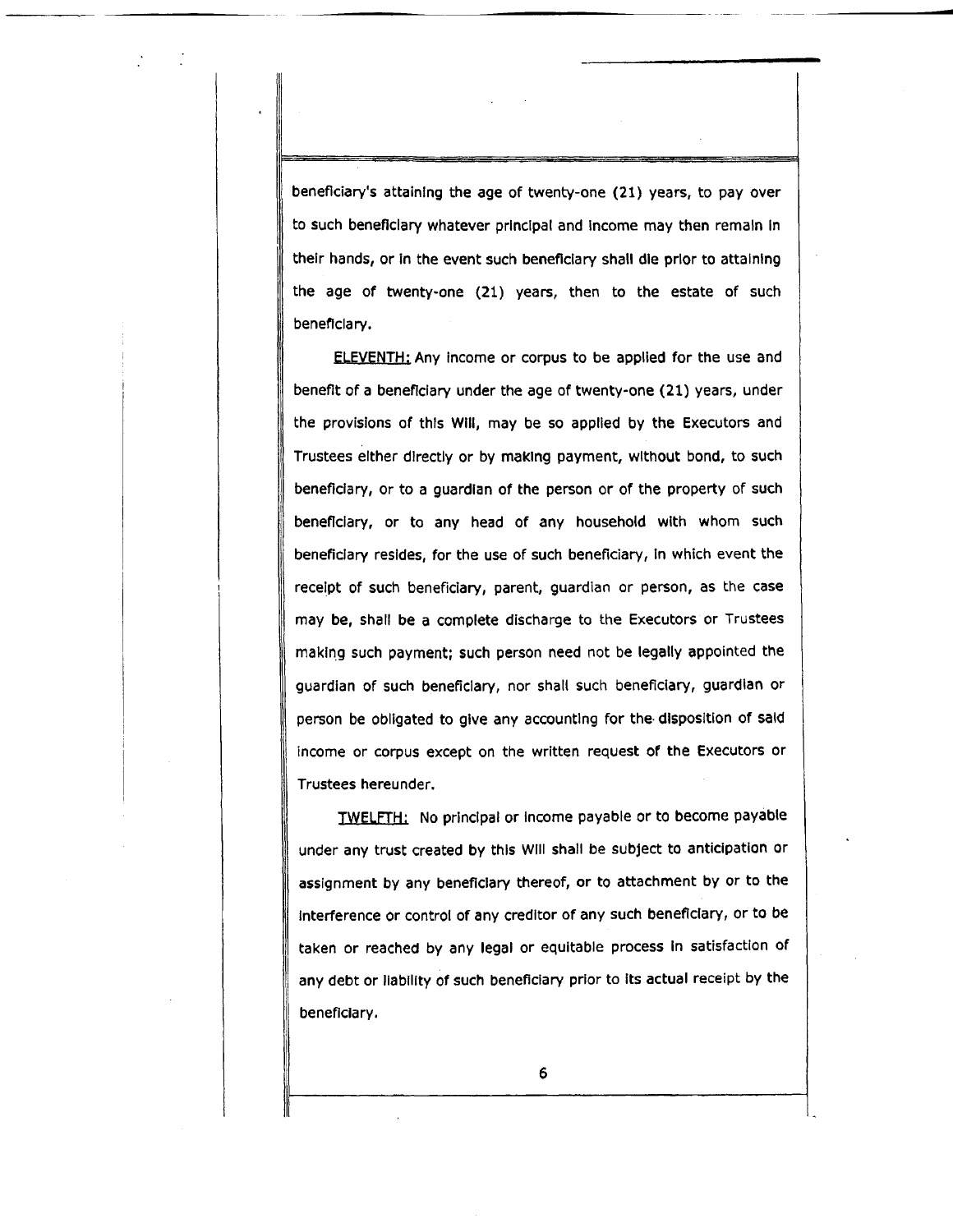beneficiary's attaining the age of twenty-one (21) years, to pay over to such beneficiary whatever principal and income may then remain in their hands, or in the event such beneficiary shall die prior to attaining the age of twenty-one (21) years, then to the estate of such beneficiary.

<u>ELEVENTH:</u> Any income or corpus to be applied for the use and benefit of a beneficiary under the age of twenty-one (21) years, under the provisions of this Will, may be so applied by the Executors and Trustees either directly or by making payment, without bond, to such beneficiary, or to a guardian of the person or of the property of such beneficiary, or to any head of any household with whom such beneficiary resides, for the use of such beneficiary, in which event the receipt of such beneficiary, parent, guardian or person, as the case may be, shall be a complete discharge to the Executors or Trustees making such payment; such person need not be legally appointed the guardian of such beneficiary, nor shall such beneficiary, guardian or person be obligated to give any accounting for the disposition of said income or corpus except on the written request of the Executors or Trustees hereunder.

<u>TWELFTH:</u> No principal or income payable or to become payable under any trust created by this Will shall be subject to anticipation or assignment by any beneficiary thereof, or to attachment by or to the interference or control of any creditor of any such beneficiary, or to be taken or reached by any legal or equitable process in satisfaction of any debt or liability of such beneficiary prior to its actual receipt by the beneficiary.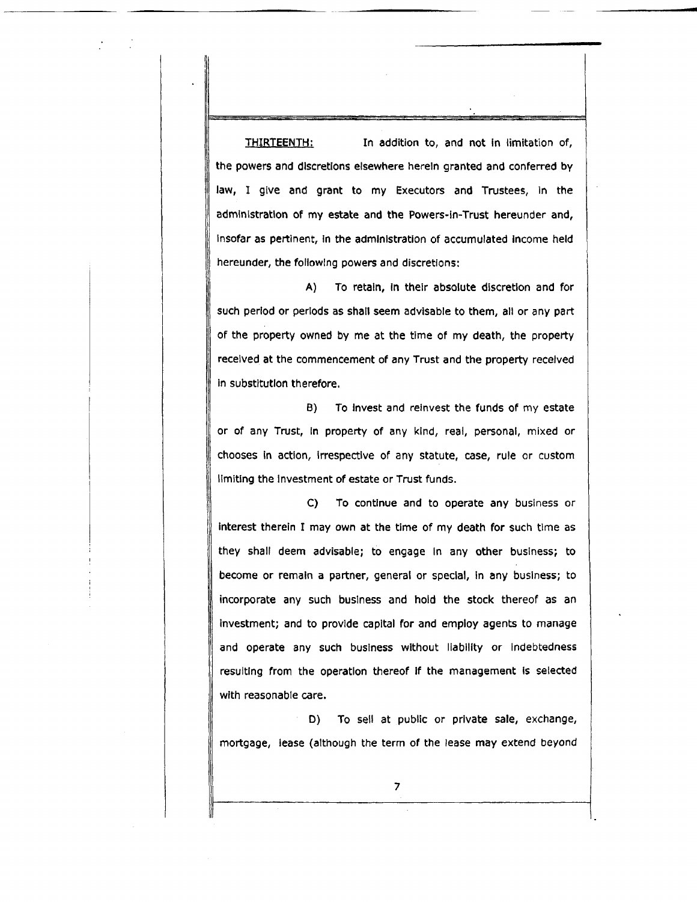<u>THIRTEENTH:</u> In addition to, and not in limitation of, the powers and discretions elsewhere herein granted and conferred by law, I give and grant to my Executors and Trustees, in the administration of my estate and the Powers-in-Trust hereunder and, insofar as pertinent, in the administration of accumulated income held hereunder, the following powers and discretions:

A) To retain, in their absolute discretion and for such period or periods as shall seem advisable to them, all or any part of the property owned by me at the time of my death, the property received at the commencement of any Trust and the property received in substitution therefore.

B) To invest and reinvest the funds of my estate or of any Trust, in property of any kind, real, personal, mixed or chooses in action, irrespective of any statute, case, rule or custom limiting the investment of estate or Trust funds.

C) To continue and to operate any business or interest therein I may own at the time of my death for such time as they shall deem advisable; to engage in any other business; to become or remain a partner, general or special, in any business; to incorporate any such business and hold the stock thereof as an investment; and to provide capital for and employ agents to manage and operate any such business without liability or indebtedness resulting from the operation thereof if the management is selected with reasonable care.

D) To sell at public or private sale, exchange, mortgage, lease (although the term of the lease may extend beyond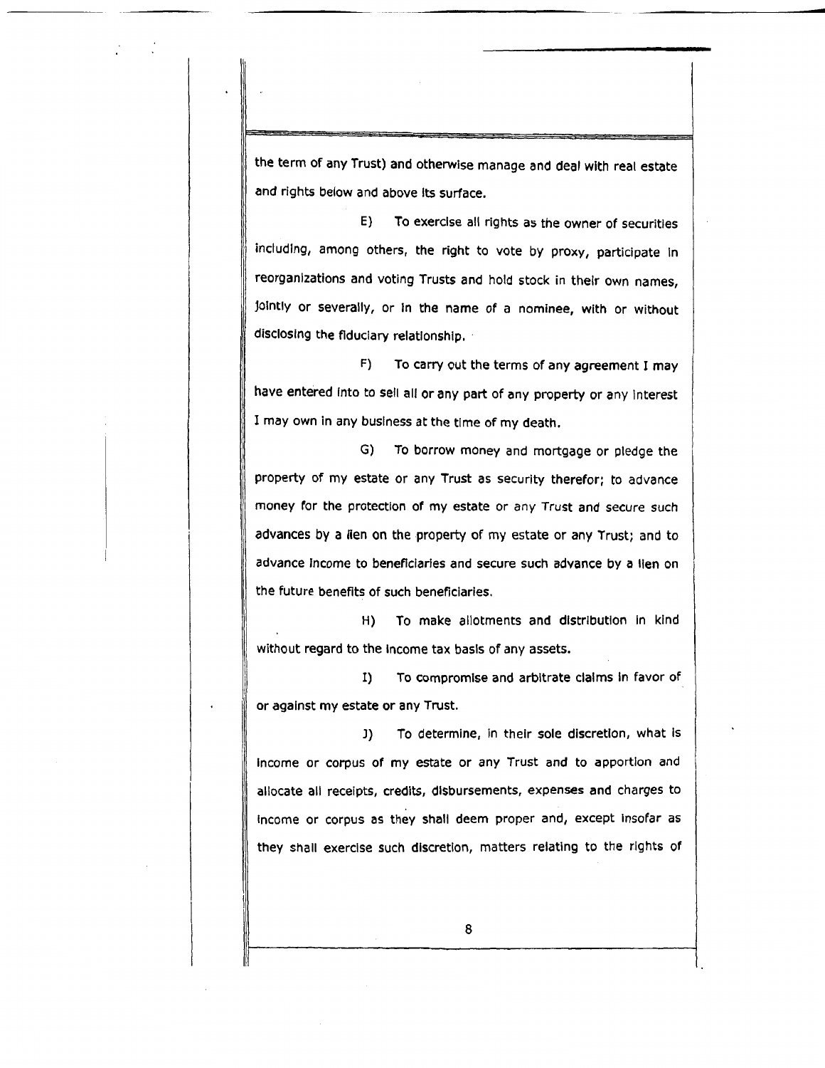the term of any Trust) and otherwise manage and deal with real estate and rights below and above its surface.

E) To exercise all rights as the owner of securities including, among others, the right to vote by proxy, participate in reorganizations and voting Trusts and hold stock in their own names, jointly or severally, or in the name of a nominee, with or without disclosing the fiduciary relationship.

F) To carry out the terms of any agreement I may have entered into to sell all or any part of any property or any interest I may own in any business at the time of my death.

G) To borrow money and mortgage or pledge the property of my estate or any Trust as security therefor; to advance money for the protection of my estate or any Trust and secure such advances by a lien on the property of my estate or any Trust; and to advance income to beneficiaries and secure such advance by a lien on the future benefits of such beneficiaries.

H) To make allotments and distribution in kind without regard to the income tax basis of any assets.

I) To compromise and arbitrate claims in favor of or against my estate or any Trust.

J) To determine, in their sole discretion, what is income or corpus of my estate or any Trust and to apportion and allocate all receipts, credits, disbursements, expenses and charges to income or corpus as they shall deem proper and, except insofar as they shall exercise such discretion, matters relating to the rights of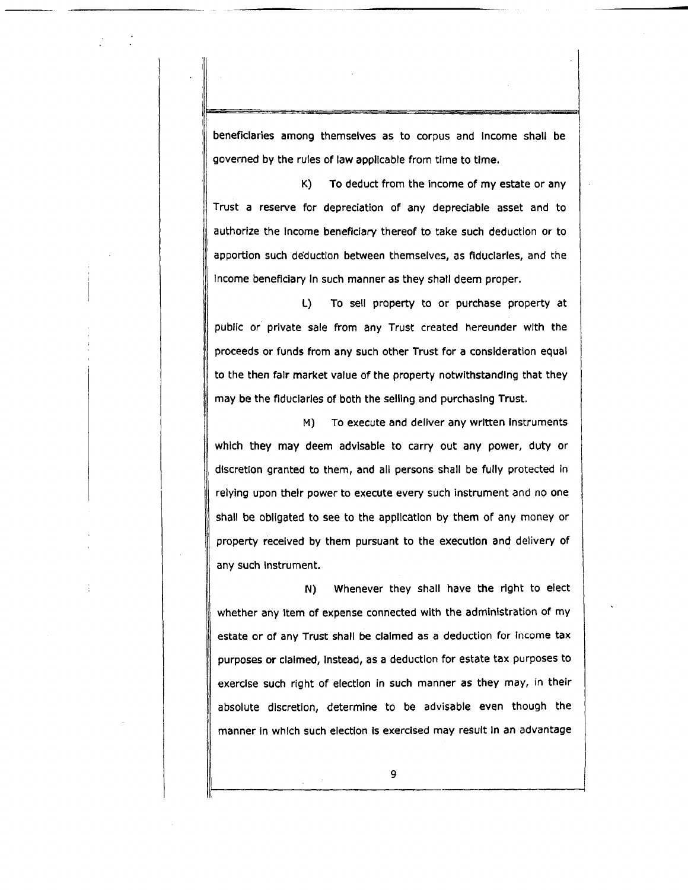beneficiaries among themselves as to corpus and income shall be governed by the rules of law applicable from time to time.

K) To deduct from the income of my estate or any Trust a reserve for depreciation of any depreciable asset and to authorize the income beneficiary thereof to take such deduction or to apportion such deduction between themselves, as fiduciaries, and the income beneficiary in such manner as they shall deem proper.

L) To sell property to or purchase property at public or private sale from any Trust created hereunder with the proceeds or funds from any such other Trust for a consideration equal to the then fair market value of the property notwithstanding that they may be the fiduciaries of both the selling and purchasing Trust.

M) To execute and deliver any written instruments which they may deem advisable to carry out any power, duty or discretion granted to them, and all persons shall be fully protected in relying upon their power to execute every such instrument and no one shall be obligated to see to the application by them of any money or property received by them pursuant to the execution and delivery of any such instrument.

N) Whenever they shall have the right to elect whether any item of expense connected with the administration of my estate or of any Trust shall be claimed as a deduction for income tax purposes or claimed, instead, as a deduction for estate tax purposes to exercise such right of election in such manner as they may, in their absolute discretion, determine to be advisable even though the manner in which such election is exercised may result in an advantage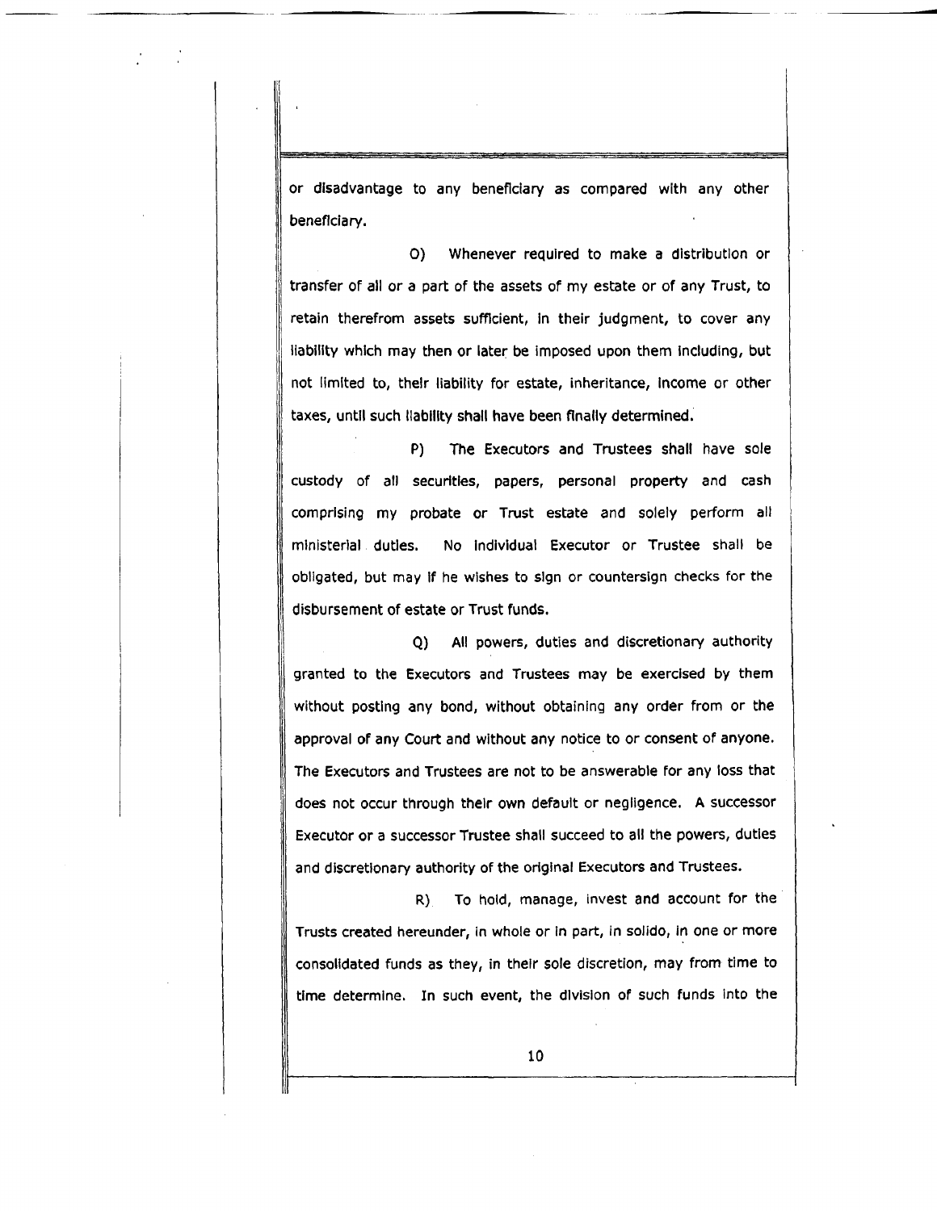or disadvantage to any beneficiary as compared with any other beneficiary.

O) Whenever required to make a distribution or transfer of all or a part of the assets of my estate or of any Trust, to retain therefrom assets sufficient, in their judgment, to cover any liability which may then or later be imposed upon them including, but not limited to, their liability for estate, inheritance, income or other taxes, until such liability shall have been finally determined.

P) The Executors and Trustees shall have sole custody of all securities, papers, personal property and cash comprising my probate or Trust estate and solely perform all ministerial duties. No individual Executor or Trustee shall be obligated, but may if he wishes to sign or countersign checks for the disbursement of estate or Trust funds.

Q) All powers, duties and discretionary authority granted to the Executors and Trustees may be exercised by them without posting any bond, without obtaining any order from or the approval of any Court and without any notice to or consent of anyone. The Executors and Trustees are not to be answerable for any loss that does not occur through their own default or negligence. A successor Executor or a successor Trustee shall succeed to all the powers, duties and discretionary authority of the original Executors and Trustees.

R) To hold, manage, invest and account for the Trusts created hereunder, in whole or in part, in solido, in one or more consolidated funds as they, in their sole discretion, may from time to time determine. In such event, the division of such funds into the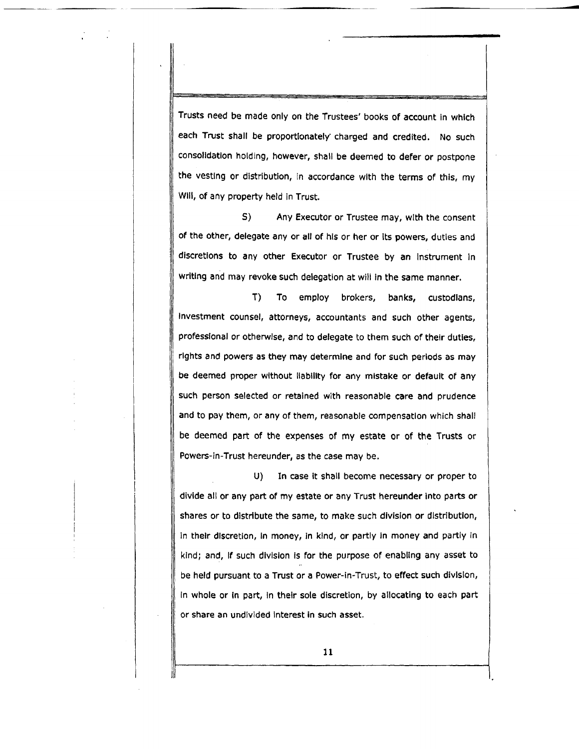Trusts need be made only on the Trustees' books of account in which each Trust shall be proportionately charged and credited. No such consolidation holding, however, shall be deemed to defer or postpone the vesting or distribution, in accordance with the terms of this, my Will, of any property held in Trust.

S) Any Executor or Trustee may, with the consent of the other, delegate any or all of his or her or its powers, duties and discretions to any other Executor or Trustee by an instrument in writing and may revoke such delegation at will in the same manner.

T) To employ brokers, banks, custodians, investment counsel, attorneys, accountants and such other agents, professional or otherwise, and to delegate to them such of their duties, rights and powers as they may determine and for such periods as may be deemed proper without liability for any mistake or default of any such person selected or retained with reasonable care and prudence and to pay them, or any of them, reasonable compensation which shall be deemed part of the expenses of my estate or of the Trusts or Powers-in-Trust hereunder, as the case may be.

U) In case it shall become necessary or proper to divide all or any part of my estate or any Trust hereunder into parts or shares or to distribute the same, to make such division or distribution, in their discretion, in money, in kind, or partly in money and partly in kind; and, if such division is for the purpose of enabling any asset to be held pursuant to a Trust or a Power-in-Trust, to effect such division, in whole or in part, in their sole discretion, by allocating to each part or share an undivided interest in such asset.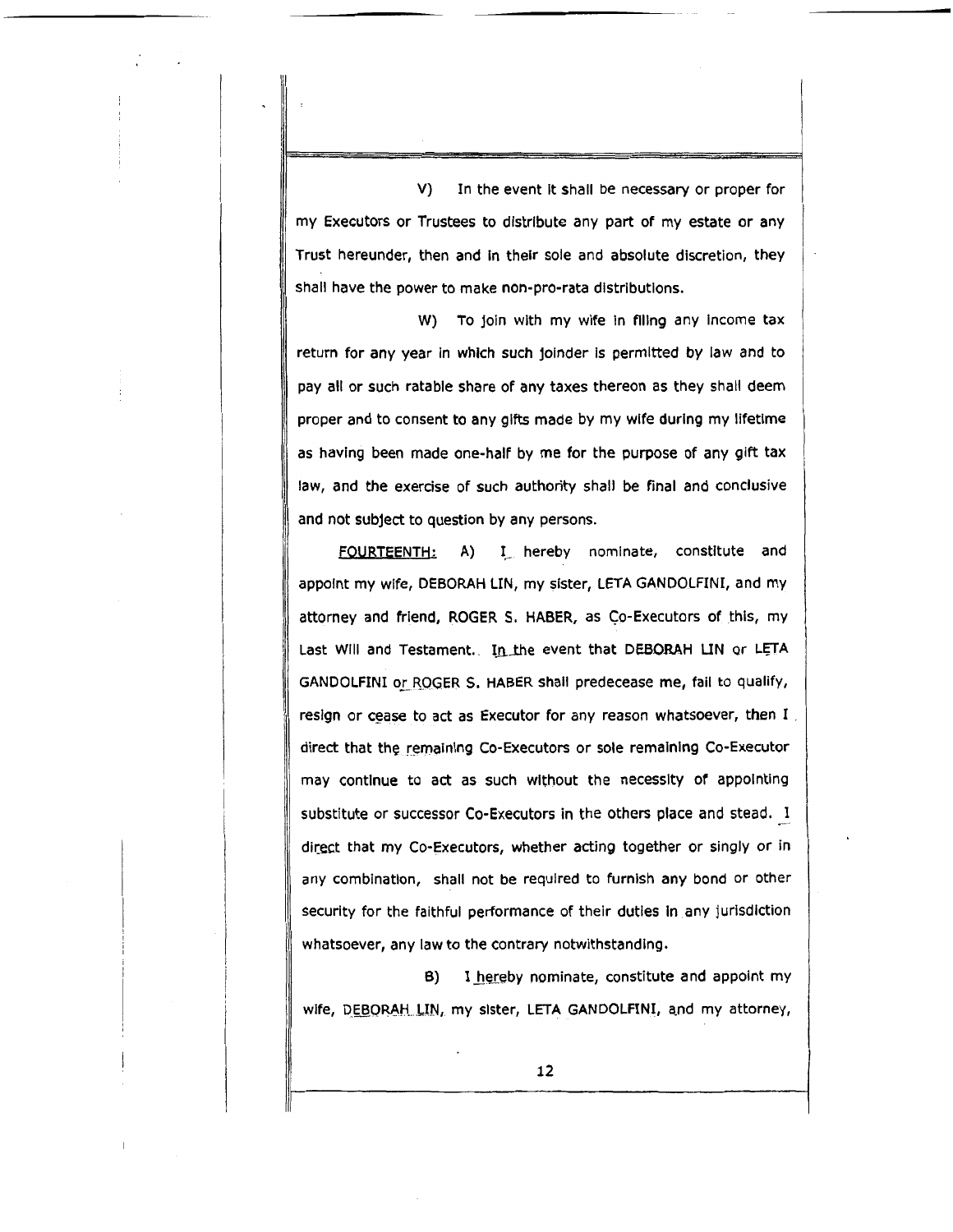V) In the event it shall be necessary or proper for my Executors or Trustees to distribute any part of my estate or any Trust hereunder, then and in their sole and absolute discretion, they shall have the power to make non-pro-rata distributions.

W) To join with my wife in filing any income tax return for any year in which such joinder is permitted by law and to pay all or such ratable share of any taxes thereon as they shall deem proper and to consent to any gifts made by my wife during my lifetime as having been made one-half by me for the purpose of any gift tax law, and the exercise of such authority shall be final and conclusive and not subject to question by any persons.

<u>FOURTEENTH:</u> A) I hereby nominate, constitute and appoint my wife, DEBORAH LIN, my sister, LETA GANDOLFINI, and my attorney and friend, ROGER S. HABER, as Co-Executors of this, my Last Will and Testament. In the event that DEBORAH LIN or LETA GANDOLFINI or ROGER S. HABER shall predecease me, fail to qualify, resign or cease to act as Executor for any reason whatsoever, then I direct that the remaining Co-Executors or sole remaining Co-Executor may continue to act as such without the necessity of appointing substitute or successor Co-Executors in the others place and stead. I direct that my Co-Executors, whether acting together or singly or in any combination, shall not be required to furnish any bond or other security for the faithful performance of their duties in any jurisdiction whatsoever, any law to the contrary notwithstanding.

B) I hereby nominate, constitute and appoint my wife, DEBORAH LIN, my sister, LETA GANDOLFINI, and my attorney,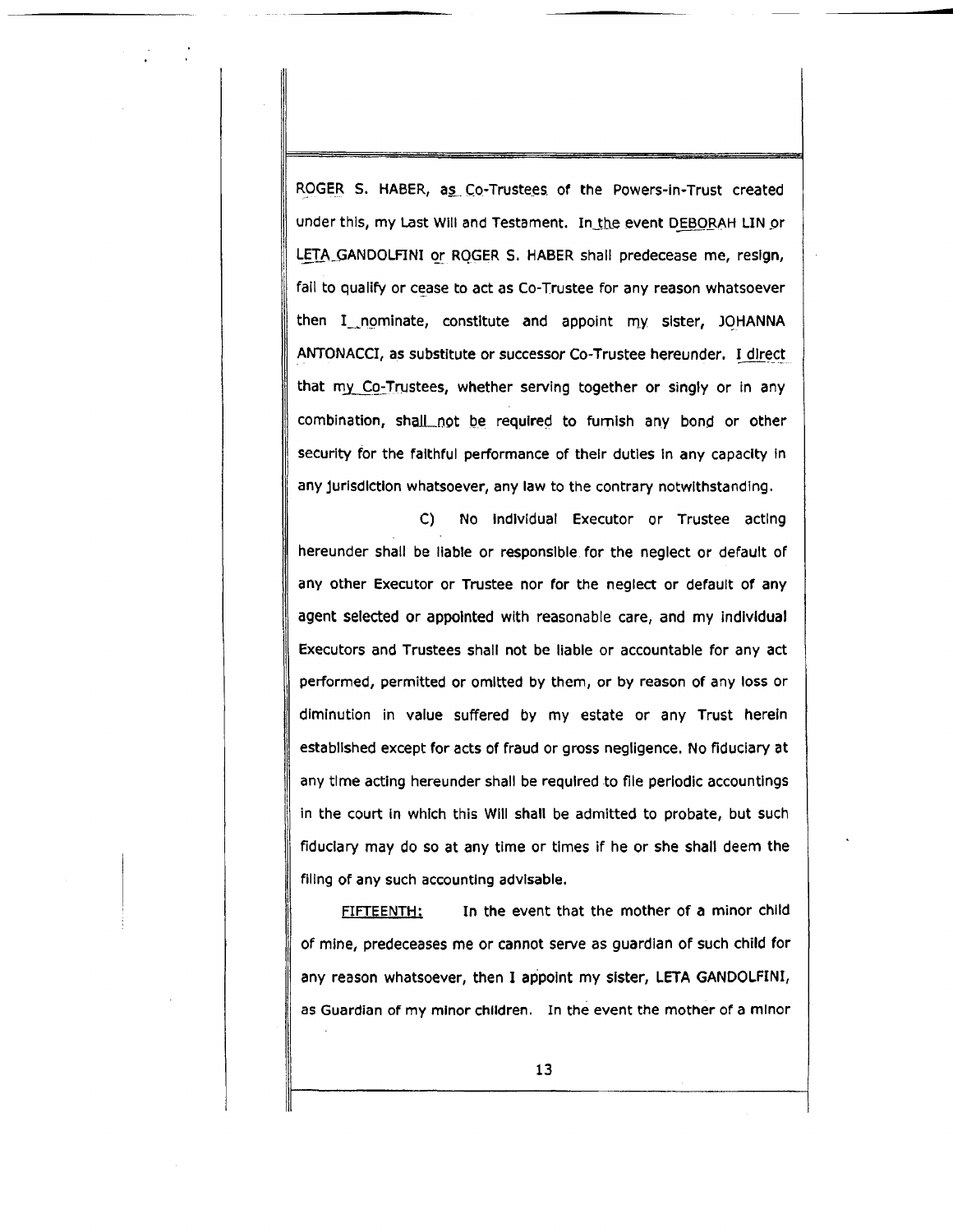ROGER S. HABER, as Co-Trustees of the Powers-in-Trust created under this, my Last Will and Testament. In the event DEBORAH LIN or LETA GANDOLFINI or ROGER S. HABER shall predecease me, resign, fail to qualify or cease to act as Co-Trustee for any reason whatsoever then I nominate, constitute and appoint my sister, JOHANNA ANTONACCI, as substitute or successor Co-Trustee hereunder. I direct that my Co-Trustees, whether serving together or singly or in any combination, shall not be required to furnish any bond or other security for the faithful performance of their duties in any capacity in any jurisdiction whatsoever, any law to the contrary notwithstanding.

C) No individual Executor or Trustee acting hereunder shall be liable or responsible for the neglect or default of any other Executor or Trustee nor for the neglect or default of any agent selected or appointed with reasonable care, and my individual Executors and Trustees shall not be liable or accountable for any act performed, permitted or omitted by them, or by reason of any loss or diminution in value suffered by my estate or any Trust herein established except for acts of fraud or gross negligence. No fiduciary at any time acting hereunder shall be required to file periodic accountings in the court in which this Will shall be admitted to probate, but such fiduciary may do so at any time or times if he or she shall deem the filing of any such accounting advisable.

FIFTEENTH: In the event that the mother of a minor child of mine, predeceases me or cannot serve as guardian of such child for any reason whatsoever, then I appoint my sister, LETA GANDOLFINI, as Guardian of my minor children. In the event the mother of a minor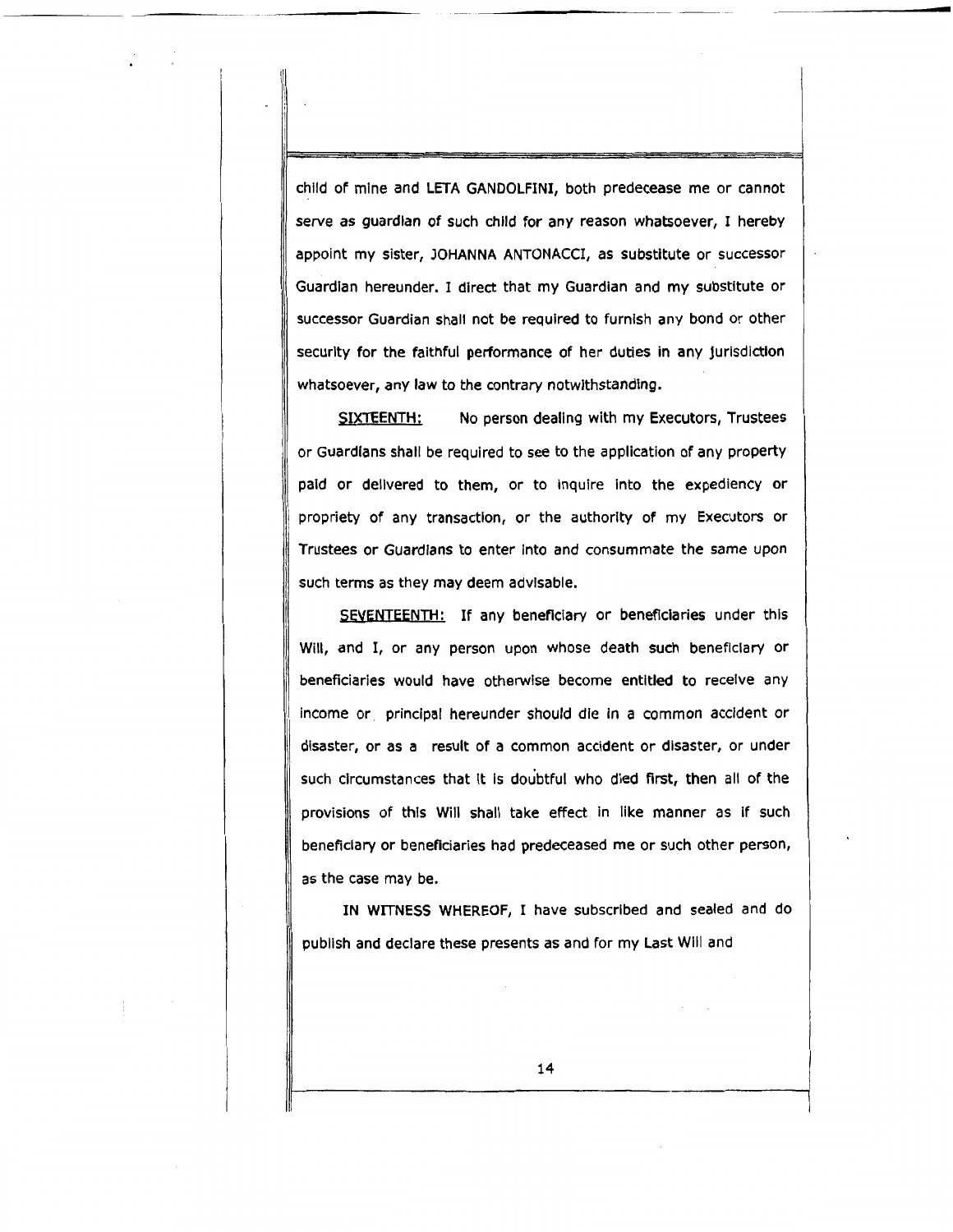child of mine and **LETA GANDOLFINI**, both predecease me or cannot serve as guardian of such child for any reason whatsoever, I hereby appoint my sister, **JOHANNA ANTONACCI**, as substitute or successor Guardian hereunder. I direct that my Guardian and my substitute or successor Guardian shall not be required to furnish any bond or other security for the faithful performance of her duties in any jurisdiction whatsoever, any law to the contrary notwithstanding.

SIXTEENTH: No person dealing with my Executors, Trustees or Guardians shall be required to see to the application of any property paid or delivered to them, or to inquire into the expediency or propriety of any transaction, or the authority of my Executors or Trustees or Guardians to enter into and consummate the same upon such terms as they may deem advisable.

SEVENTEENTH: If any beneficiary or beneficiaries under this Will, and I, or any person upon whose death such beneficiary or beneficiaries would have otherwise become entitled to receive any income or principal hereunder should die in a common accident or disaster, or as a result of a common accident or disaster, or under such circumstances that it is doubtful who died first, then all of the provisions of this Will shall take effect in like manner as if such beneficiary or beneficiaries had predeceased me or such other person, as the case may be.

**IN WITNESS WHEREOF**, I have subscribed and sealed and do publish and declare these presents as and for my Last Will and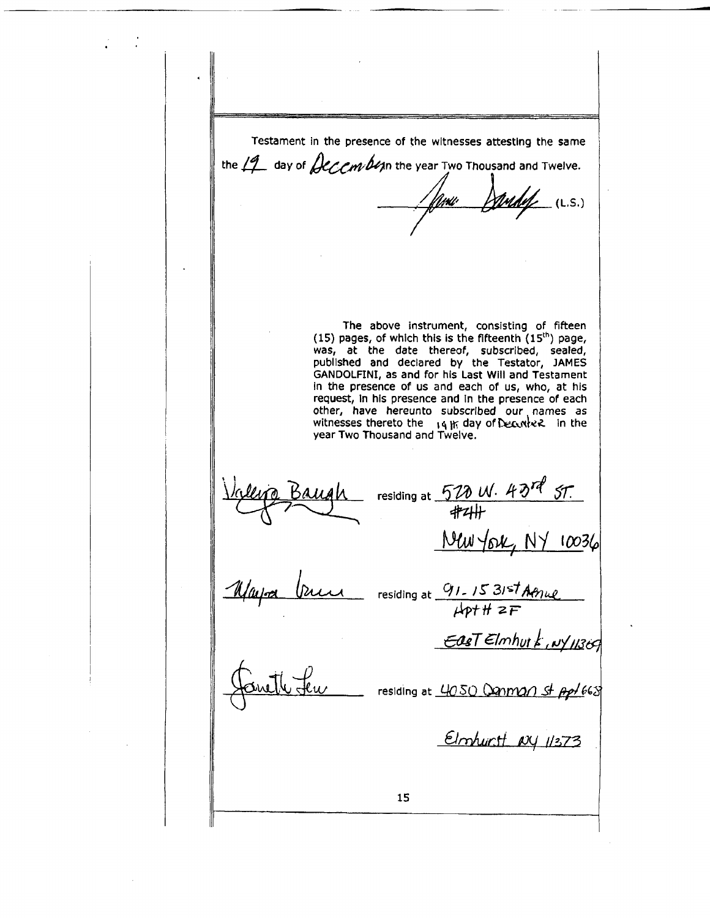Testament in the presence of the witnesses attesting the same the 19 day of December in the year Two Thousand and Twelve.

James Gandolfini (L.S.)

The above instrument, consisting of fifteen (15) pages, of which this is the fifteenth ($15^{th}$) page, was, at the date thereof, subscribed, sealed, published and declared by the Testator, JAMES GANDOLFINI, as and for his Last Will and Testament in the presence of us and each of us, who, at his request, in his presence and in the presence of each other, have hereunto subscribed our names as witnesses thereto the 19th day of December in the year Two Thousand and Twelve.

Valerie Baugh residing at 520 W. 43rd ST. #24H New York, NY 10036

Mayra Cruz residing at 91-15 31st Avenue Apt # 2F East Elmhurst, NY 11369

Janette Lew residing at 4050 Denman St Apt 6S3 Elmhurst NY 11373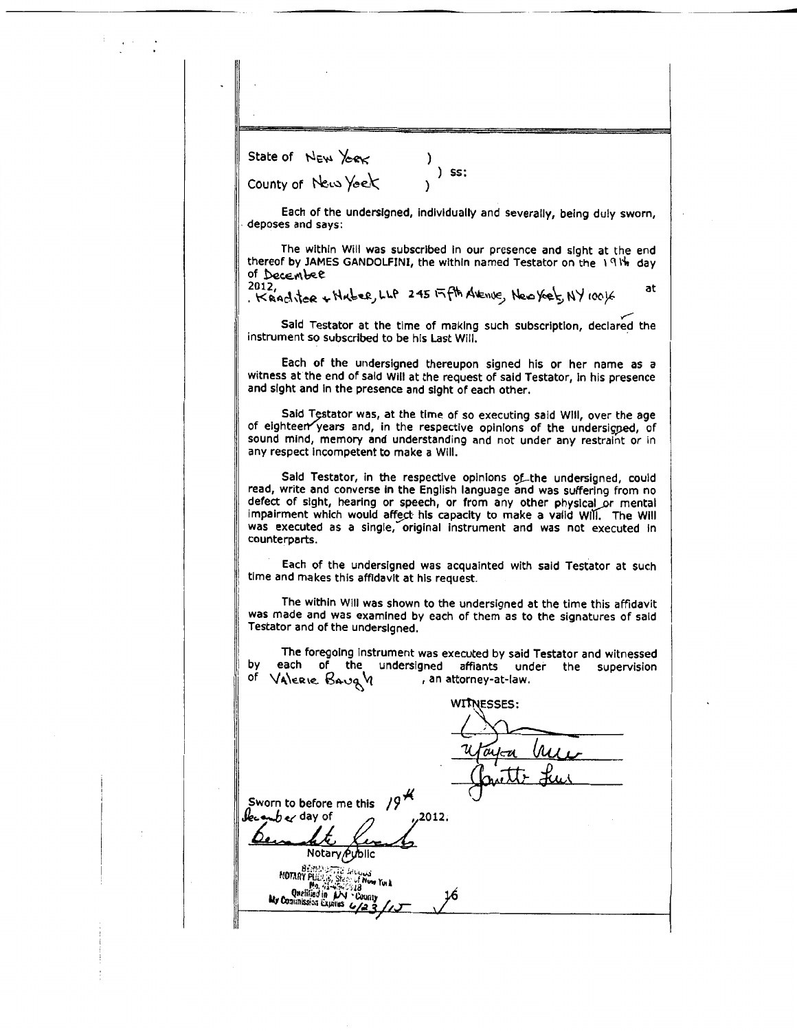State of New York )
) ss:
County of New York )

Each of the undersigned, individually and severally, being duly sworn, deposes and says:

The within Will was subscribed in our presence and sight at the end thereof by JAMES GANDOLFINI, the within named Testator on the 19th day of December 2012, at Kraditor + Huber, LLP 245 Fifth Avenue, New York, NY 10016

Said Testator at the time of making such subscription, declared the instrument so subscribed to be his Last Will.

Each of the undersigned thereupon signed his or her name as a witness at the end of said Will at the request of said Testator, in his presence and sight and in the presence and sight of each other.

Said Testator was, at the time of so executing said Will, over the age of eighteen years and, in the respective opinions of the undersigned, of sound mind, memory and understanding and not under any restraint or in any respect incompetent to make a Will.

Said Testator, in the respective opinions of the undersigned, could read, write and converse in the English language and was suffering from no defect of sight, hearing or speech, or from any other physical or mental impairment which would affect his capacity to make a valid Will. The Will was executed as a single, original instrument and was not executed in counterparts.

Each of the undersigned was acquainted with said Testator at such time and makes this affidavit at his request.

The within Will was shown to the undersigned at the time this affidavit was made and was examined by each of them as to the signatures of said Testator and of the undersigned.

The foregoing instrument was executed by said Testator and witnessed by each of the undersigned affiants under the supervision of Valerie Baugh, an attorney-at-law.

WITNESSES:

_______________

Ulayca Wu

Janette Fuu

Sworn to before me this 19th December day of , 2012.

_______________
Notary Public

NOTARY PUBLIC, State of New York
No.
Qualified in NY County
My Commission Expires 6/23/15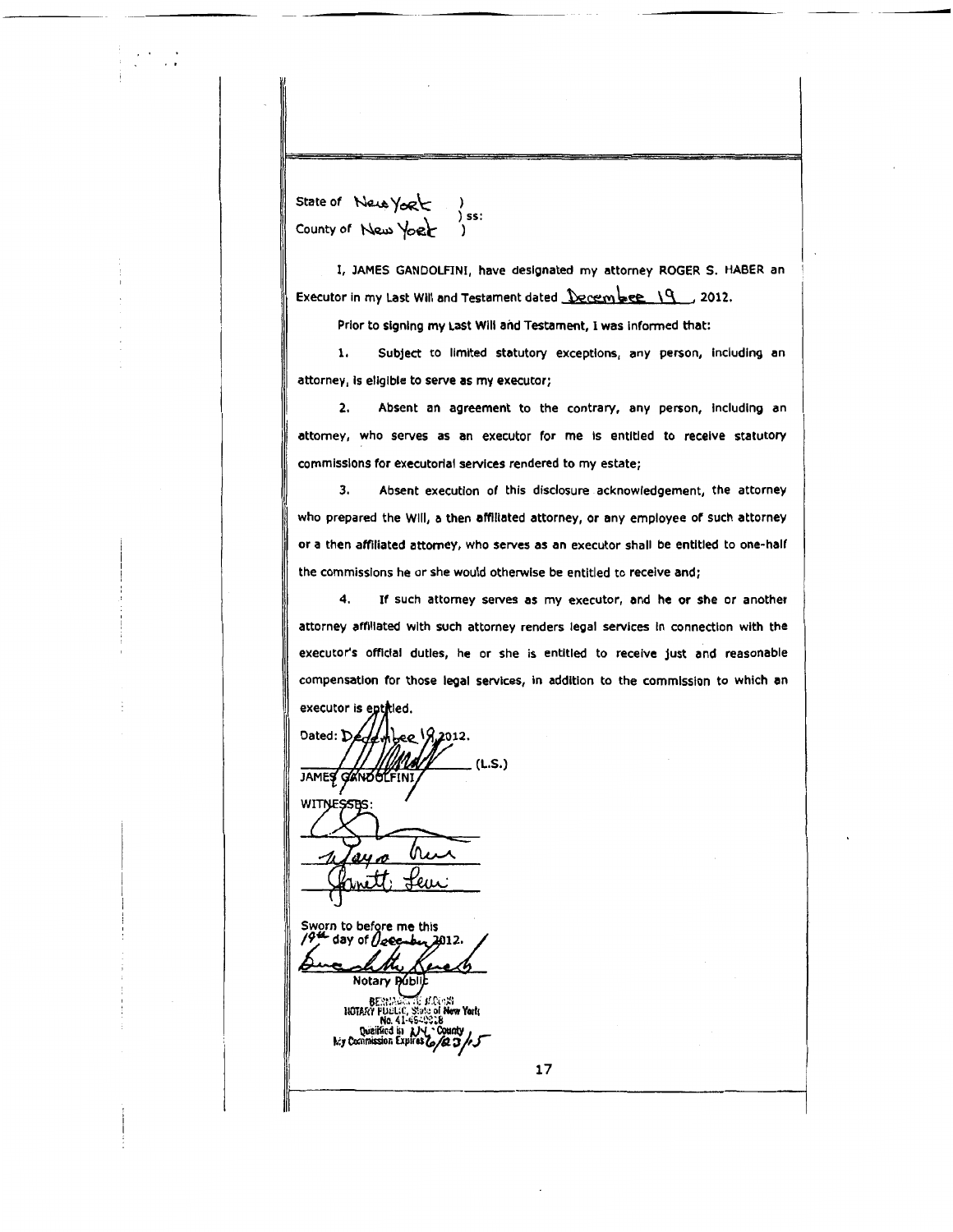State of New York )
) ss:
County of New York )

I, JAMES GANDOLFINI, have designated my attorney ROGER S. HABER an Executor in my Last Will and Testament dated December 19, 2012.

Prior to signing my Last Will and Testament, I was informed that:

1. Subject to limited statutory exceptions, any person, including an attorney, is eligible to serve as my executor;

2. Absent an agreement to the contrary, any person, including an attorney, who serves as an executor for me is entitled to receive statutory commissions for executorial services rendered to my estate;

3. Absent execution of this disclosure acknowledgement, the attorney who prepared the Will, a then affiliated attorney, or any employee of such attorney or a then affiliated attorney, who serves as an executor shall be entitled to one-half the commissions he or she would otherwise be entitled to receive and;

4. If such attorney serves as my executor, and he or she or another attorney affiliated with such attorney renders legal services in connection with the executor's official duties, he or she is entitled to receive just and reasonable compensation for those legal services, in addition to the commission to which an executor is entitled.

Dated: December 19, 2012.

_________________ (L.S.)
JAMES GANDOLFINI

WITNESSES:

_________________

_________________

Sworn to before me this
19th day of December 2012.

_________________
Notary Public

BERNADETTE KOCH
NOTARY PUBLIC, State of New York
No. 41-4640318
Qualified in NY County
My Commission Expires 6/23/15